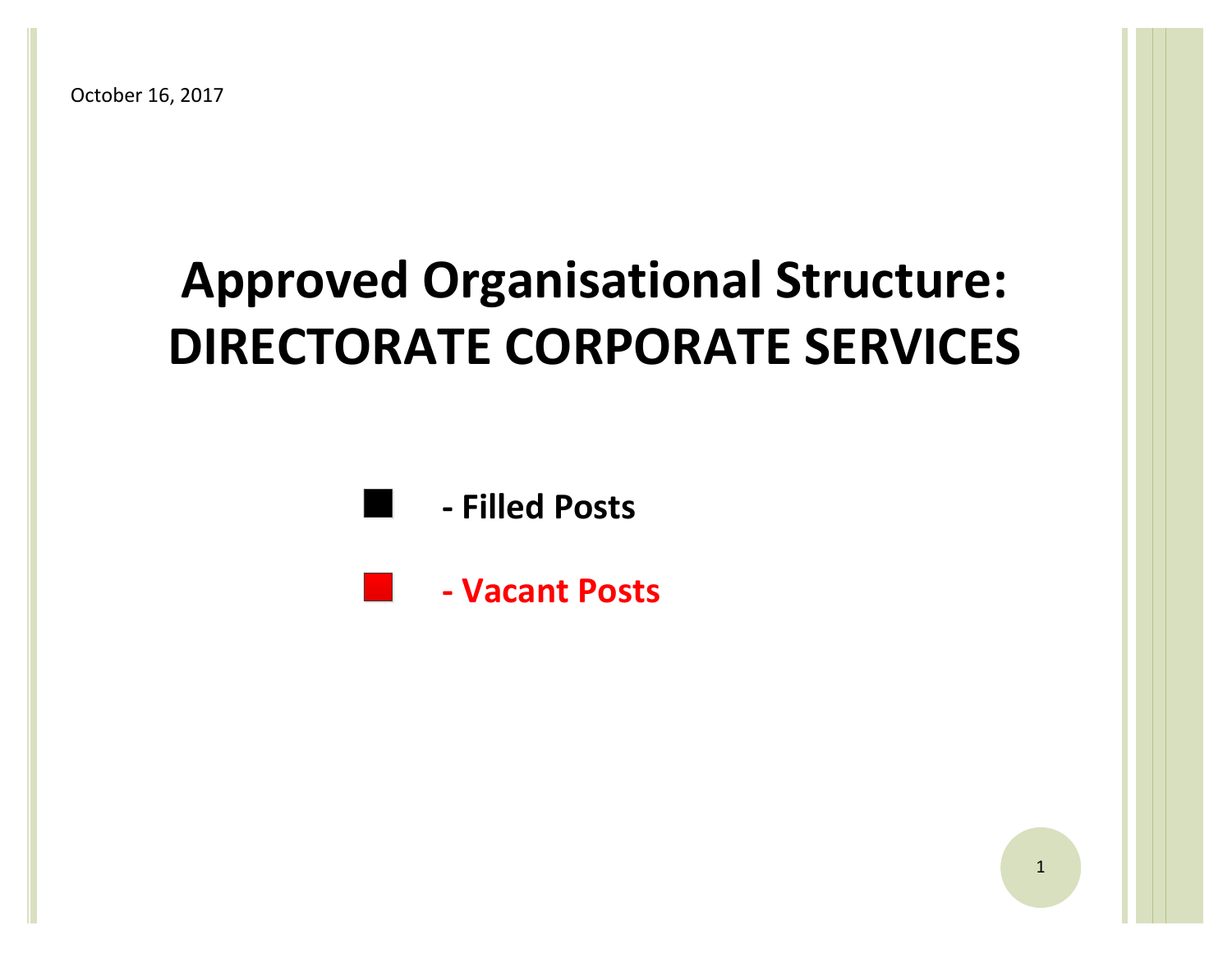October 16, 2017

# Approved Organisational Structure: DIRECTORATE CORPORATE SERVICES

■ **- Filled Posts**

■ **- Vacant Posts**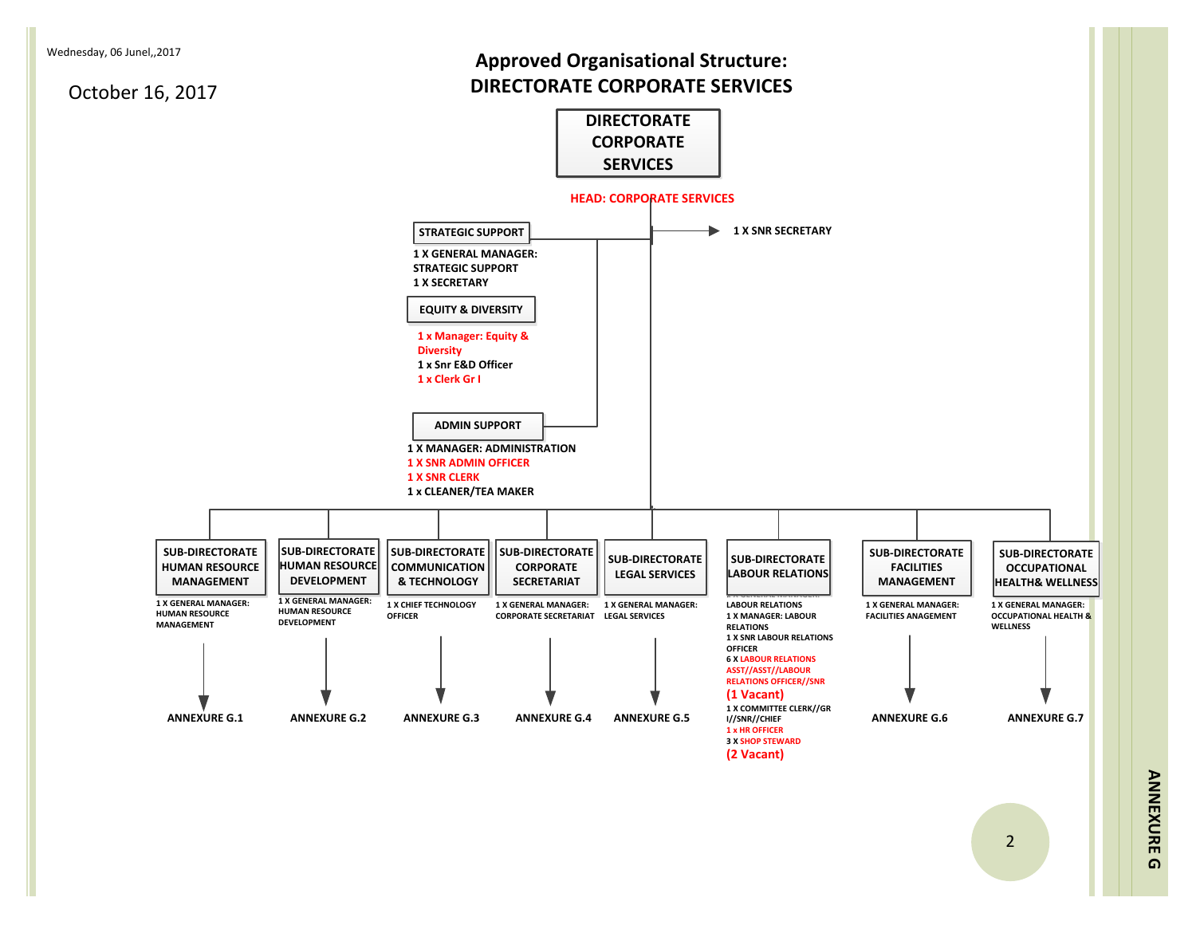Wednesday, 06 Junel,,2017

October 16, 2017

# Approved Organisational Structure: DIRECTORATE CORPORATE SERVICES

## DIRECTORATE CORPORATE SERVICES

**HEAD: CORPORATE SERVICES**

- 1 X SNR SECRETARY

### STRATEGIC SUPPORT

- 1 X GENERAL MANAGER: STRATEGIC SUPPORT
- 1 X SECRETARY

### EQUITY & DIVERSITY

- 1 x Manager: Equity & Diversity
- 1 x Snr E&D Officer
- 1 x Clerk Gr I

### ADMIN SUPPORT

- 1 X MANAGER: ADMINISTRATION
- 1 X SNR ADMIN OFFICER
- 1 X SNR CLERK
- 1 x CLEANER/TEA MAKER

### SUB-DIRECTORATE HUMAN RESOURCE MANAGEMENT

- 1 X GENERAL MANAGER: HUMAN RESOURCE MANAGEMENT

ANNEXURE G.1

### SUB-DIRECTORATE HUMAN RESOURCE DEVELOPMENT

- 1 X GENERAL MANAGER: HUMAN RESOURCE DEVELOPMENT

ANNEXURE G.2

### SUB-DIRECTORATE COMMUNICATION & TECHNOLOGY

- 1 X CHIEF TECHNOLOGY OFFICER

ANNEXURE G.3

### SUB-DIRECTORATE CORPORATE SECRETARIAT

- 1 X GENERAL MANAGER: CORPORATE SECRETARIAT

ANNEXURE G.4

### SUB-DIRECTORATE LEGAL SERVICES

- 1 X GENERAL MANAGER: LEGAL SERVICES

ANNEXURE G.5

### SUB-DIRECTORATE LABOUR RELATIONS

- 1 X GENERAL MANAGER: LABOUR RELATIONS
- 1 X MANAGER: LABOUR RELATIONS
- 1 X SNR LABOUR RELATIONS OFFICER
- 6 X LABOUR RELATIONS ASST//ASST//LABOUR RELATIONS OFFICER//SNR **(1 Vacant)**
- 1 X COMMITTEE CLERK//GR I//SNR//CHIEF
- 1 x HR OFFICER
- 3 X SHOP STEWARD **(2 Vacant)**

### SUB-DIRECTORATE FACILITIES MANAGEMENT

- 1 X GENERAL MANAGER: FACILITIES ANAGEMENT

ANNEXURE G.6

### SUB-DIRECTORATE OCCUPATIONAL HEALTH& WELLNESS

- 1 X GENERAL MANAGER: OCCUPATIONAL HEALTH & WELLNESS

ANNEXURE G.7

ANNEXURE G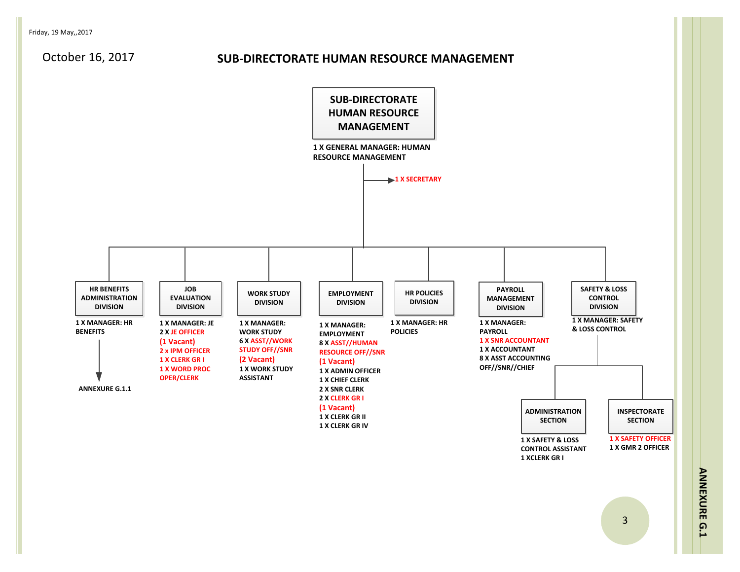Friday, 19 May,,2017

October 16, 2017

# SUB-DIRECTORATE HUMAN RESOURCE MANAGEMENT

## SUB-DIRECTORATE HUMAN RESOURCE MANAGEMENT

1 X GENERAL MANAGER: HUMAN RESOURCE MANAGEMENT

1 X SECRETARY

### HR BENEFITS ADMINISTRATION DIVISION

1 X MANAGER: HR BENEFITS

ANNEXURE G.1.1

### JOB EVALUATION DIVISION

1 X MANAGER: JE
2 X JE OFFICER
(1 Vacant)
2 x IPM OFFICER
1 X CLERK GR I
1 X WORD PROC OPER/CLERK

### WORK STUDY DIVISION

1 X MANAGER: WORK STUDY
6 X ASST//WORK STUDY OFF//SNR
(2 Vacant)
1 X WORK STUDY ASSISTANT

### EMPLOYMENT DIVISION

1 X MANAGER: EMPLOYMENT
8 X ASST//HUMAN RESOURCE OFF//SNR
(1 Vacant)
1 X ADMIN OFFICER
1 X CHIEF CLERK
2 X SNR CLERK
2 X CLERK GR I
(1 Vacant)
1 X CLERK GR II
1 X CLERK GR IV

### HR POLICIES DIVISION

1 X MANAGER: HR POLICIES

### PAYROLL MANAGEMENT DIVISION

1 X MANAGER: PAYROLL
1 X SNR ACCOUNTANT
1 X ACCOUNTANT
8 X ASST ACCOUNTING OFF//SNR//CHIEF

### SAFETY & LOSS CONTROL DIVISION

1 X MANAGER: SAFETY & LOSS CONTROL

#### ADMINISTRATION SECTION

1 X SAFETY & LOSS CONTROL ASSISTANT
1 XCLERK GR I

#### INSPECTORATE SECTION

1 X SAFETY OFFICER
1 X GMR 2 OFFICER

ANNEXURE G.1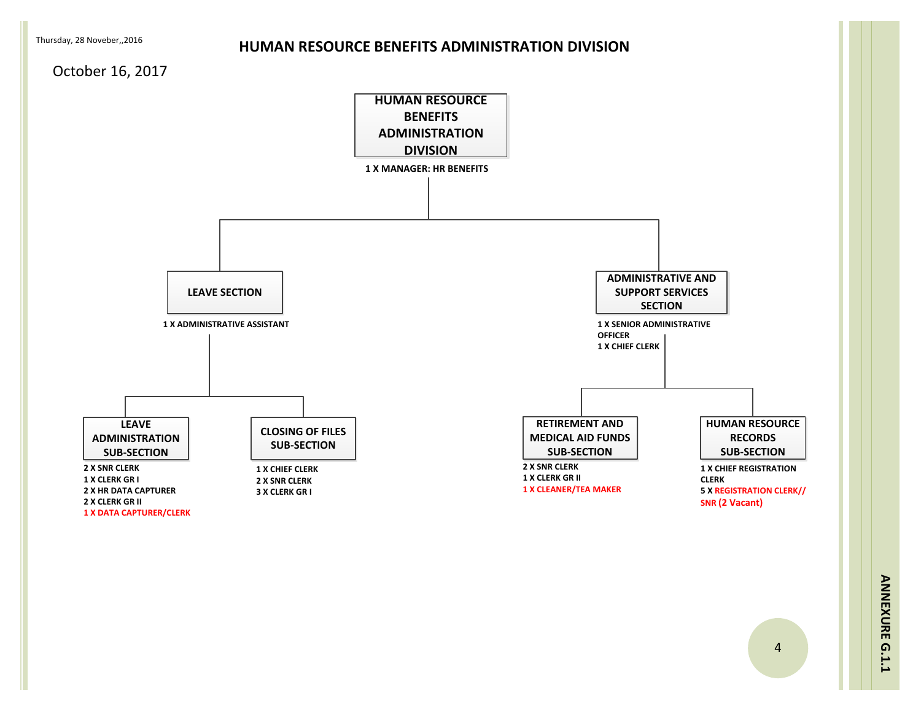Thursday, 28 Noveber,,2016

October 16, 2017

# HUMAN RESOURCE BENEFITS ADMINISTRATION DIVISION

## HUMAN RESOURCE BENEFITS ADMINISTRATION DIVISION

1 X MANAGER: HR BENEFITS

### LEAVE SECTION

1 X ADMINISTRATIVE ASSISTANT

#### LEAVE ADMINISTRATION SUB-SECTION

- 2 X SNR CLERK
- 1 X CLERK GR I
- 2 X HR DATA CAPTURER
- 2 X CLERK GR II
- 1 X DATA CAPTURER/CLERK

#### CLOSING OF FILES SUB-SECTION

- 1 X CHIEF CLERK
- 2 X SNR CLERK
- 3 X CLERK GR I

### ADMINISTRATIVE AND SUPPORT SERVICES SECTION

- 1 X SENIOR ADMINISTRATIVE OFFICER
- 1 X CHIEF CLERK

#### RETIREMENT AND MEDICAL AID FUNDS SUB-SECTION

- 2 X SNR CLERK
- 1 X CLERK GR II
- 1 X CLEANER/TEA MAKER

#### HUMAN RESOURCE RECORDS SUB-SECTION

- 1 X CHIEF REGISTRATION CLERK
- 5 X REGISTRATION CLERK// SNR (2 Vacant)

ANNEXURE G.1.1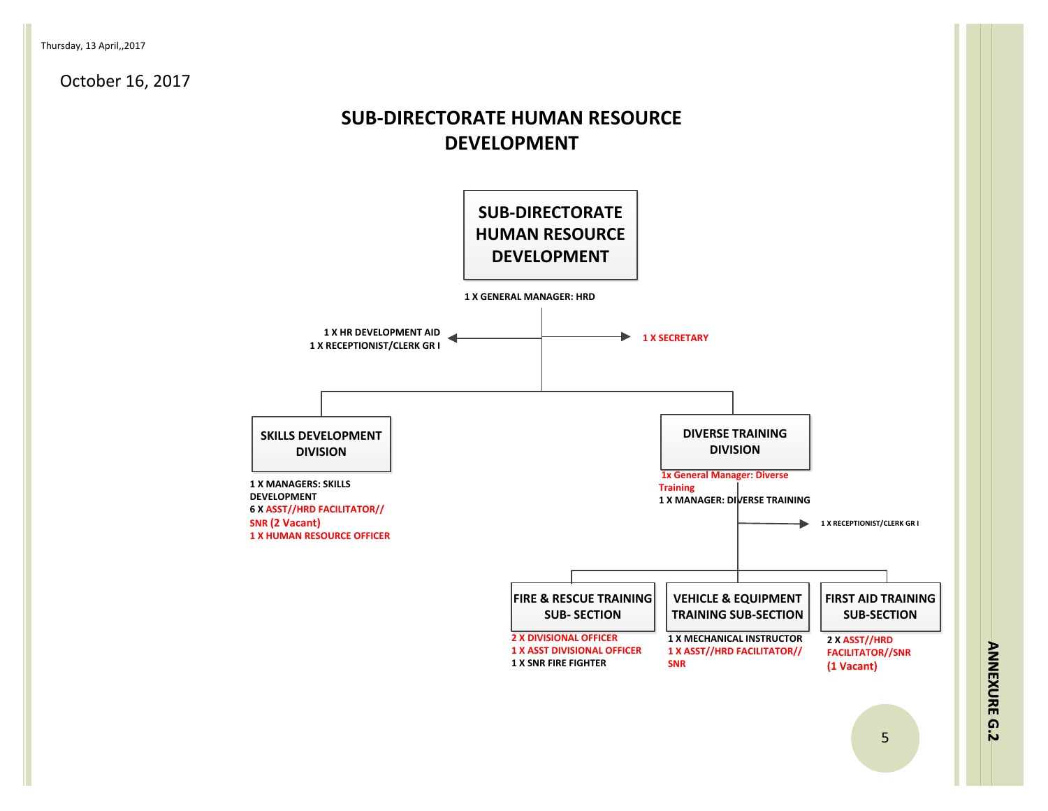Thursday, 13 April,,2017

October 16, 2017

# SUB-DIRECTORATE HUMAN RESOURCE DEVELOPMENT

## SUB-DIRECTORATE HUMAN RESOURCE DEVELOPMENT

1 X GENERAL MANAGER: HRD

- 1 X HR DEVELOPMENT AID
- 1 X RECEPTIONIST/CLERK GR I
- 1 X SECRETARY

### SKILLS DEVELOPMENT DIVISION

- 1 X MANAGERS: SKILLS DEVELOPMENT
- 6 X ASST//HRD FACILITATOR// SNR (2 Vacant)
- 1 X HUMAN RESOURCE OFFICER

### DIVERSE TRAINING DIVISION

- 1x General Manager: Diverse Training
- 1 X MANAGER: DIVERSE TRAINING
- 1 X RECEPTIONIST/CLERK GR I

#### FIRE & RESCUE TRAINING SUB- SECTION

- 2 X DIVISIONAL OFFICER
- 1 X ASST DIVISIONAL OFFICER
- 1 X SNR FIRE FIGHTER

#### VEHICLE & EQUIPMENT TRAINING SUB-SECTION

- 1 X MECHANICAL INSTRUCTOR
- 1 X ASST//HRD FACILITATOR// SNR

#### FIRST AID TRAINING SUB-SECTION

- 2 X ASST//HRD FACILITATOR//SNR (1 Vacant)

ANNEXURE G.2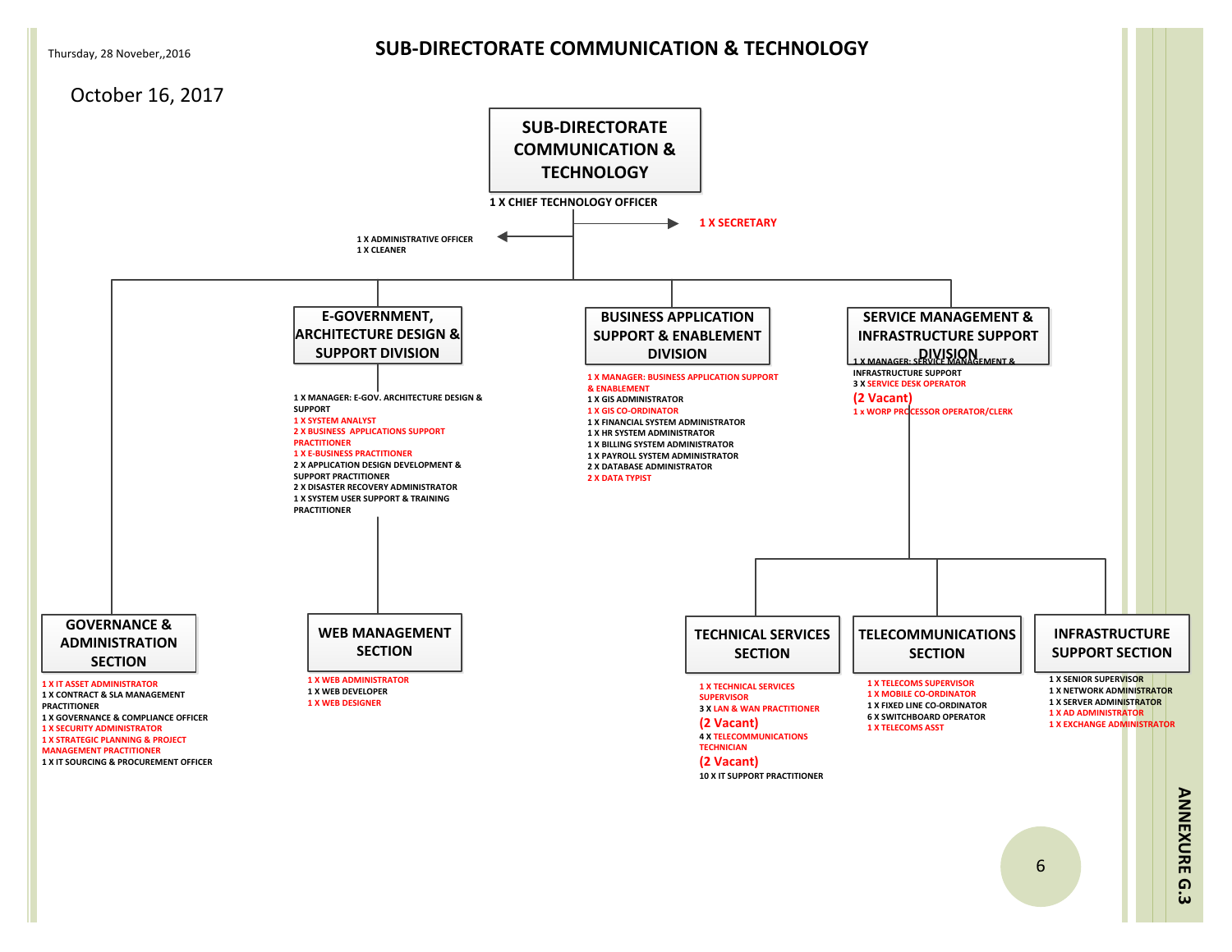Thursday, 28 Novenber,,2016

# SUB-DIRECTORATE COMMUNICATION & TECHNOLOGY

October 16, 2017

## SUB-DIRECTORATE COMMUNICATION & TECHNOLOGY

1 X CHIEF TECHNOLOGY OFFICER

- 1 X SECRETARY
- 1 X ADMINISTRATIVE OFFICER
- 1 X CLEANER

### E-GOVERNMENT, ARCHITECTURE DESIGN & SUPPORT DIVISION

- 1 X MANAGER: E-GOV. ARCHITECTURE DESIGN & SUPPORT
- 1 X SYSTEM ANALYST
- 2 X BUSINESS APPLICATIONS SUPPORT PRACTITIONER
- 1 X E-BUSINESS PRACTITIONER
- 2 X APPLICATION DESIGN DEVELOPMENT & SUPPORT PRACTITIONER
- 2 X DISASTER RECOVERY ADMINISTRATOR
- 1 X SYSTEM USER SUPPORT & TRAINING PRACTITIONER

#### WEB MANAGEMENT SECTION

- 1 X WEB ADMINISTRATOR
- 1 X WEB DEVELOPER
- 1 X WEB DESIGNER

### BUSINESS APPLICATION SUPPORT & ENABLEMENT DIVISION

- 1 X MANAGER: BUSINESS APPLICATION SUPPORT & ENABLEMENT
- 1 X GIS ADMINISTRATOR
- 1 X GIS CO-ORDINATOR
- 1 X FINANCIAL SYSTEM ADMINISTRATOR
- 1 X HR SYSTEM ADMINISTRATOR
- 1 X BILLING SYSTEM ADMINISTRATOR
- 1 X PAYROLL SYSTEM ADMINISTRATOR
- 2 X DATABASE ADMINISTRATOR
- 2 X DATA TYPIST

### SERVICE MANAGEMENT & INFRASTRUCTURE SUPPORT DIVISION

- 1 X MANAGER: SERVICE MANAGEMENT & INFRASTRUCTURE SUPPORT
- 3 X SERVICE DESK OPERATOR **(2 Vacant)**
- 1 x WORP PROCESSOR OPERATOR/CLERK

#### TECHNICAL SERVICES SECTION

- 1 X TECHNICAL SERVICES SUPERVISOR
- 3 X LAN & WAN PRACTITIONER **(2 Vacant)**
- 4 X TELECOMMUNICATIONS TECHNICIAN **(2 Vacant)**
- 10 X IT SUPPORT PRACTITIONER

#### TELECOMMUNICATIONS SECTION

- 1 X TELECOMS SUPERVISOR
- 1 X MOBILE CO-ORDINATOR
- 1 X FIXED LINE CO-ORDINATOR
- 6 X SWITCHBOARD OPERATOR
- 1 X TELECOMS ASST

#### INFRASTRUCTURE SUPPORT SECTION

- 1 X SENIOR SUPERVISOR
- 1 X NETWORK ADMINISTRATOR
- 1 X SERVER ADMINISTRATOR
- 1 X AD ADMINISTRATOR
- 1 X EXCHANGE ADMINISTRATOR

### GOVERNANCE & ADMINISTRATION SECTION

- 1 X IT ASSET ADMINISTRATOR
- 1 X CONTRACT & SLA MANAGEMENT PRACTITIONER
- 1 X GOVERNANCE & COMPLIANCE OFFICER
- 1 X SECURITY ADMINISTRATOR
- 1 X STRATEGIC PLANNING & PROJECT MANAGEMENT PRACTITIONER
- 1 X IT SOURCING & PROCUREMENT OFFICER

ANNEXURE G.3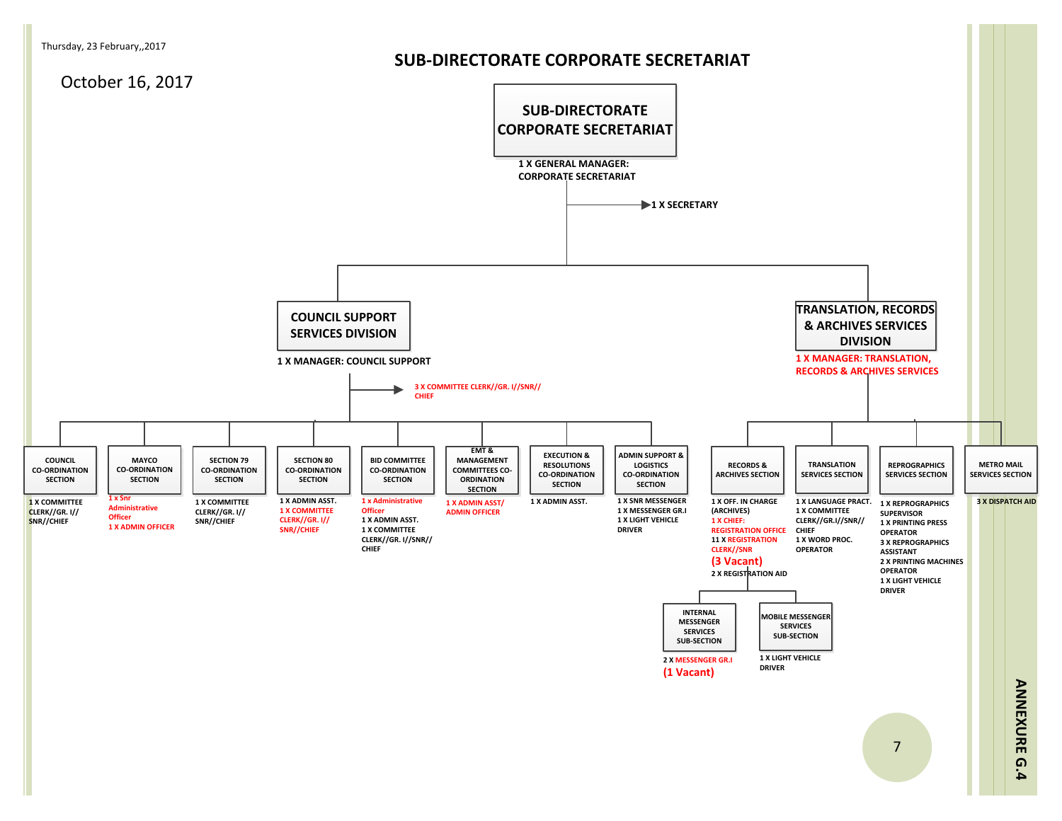Thursday, 23 February,,2017

October 16, 2017

# SUB-DIRECTORATE CORPORATE SECRETARIAT

## SUB-DIRECTORATE CORPORATE SECRETARIAT

1 X GENERAL MANAGER: CORPORATE SECRETARIAT

- 1 X SECRETARY

### COUNCIL SUPPORT SERVICES DIVISION

1 X MANAGER: COUNCIL SUPPORT

- 3 X COMMITTEE CLERK//GR. I//SNR//CHIEF

**COUNCIL CO-ORDINATION SECTION**
1 X COMMITTEE CLERK//GR. I//SNR//CHIEF

**MAYCO CO-ORDINATION SECTION**
1 x Snr Administrative Officer
1 X ADMIN OFFICER

**SECTION 79 CO-ORDINATION SECTION**
1 X COMMITTEE CLERK//GR. I//SNR//CHIEF

**SECTION 80 CO-ORDINATION SECTION**
1 X ADMIN ASST.
1 X COMMITTEE CLERK//GR. I//SNR//CHIEF

**BID COMMITTEE CO-ORDINATION SECTION**
1 x Administrative Officer
1 X ADMIN ASST.
1 X COMMITTEE CLERK//GR. I//SNR//CHIEF

**EMT & MANAGEMENT COMMITTEES CO-ORDINATION SECTION**
1 X ADMIN ASST/ ADMIN OFFICER

**EXECUTION & RESOLUTIONS CO-ORDINATION SECTION**
1 X ADMIN ASST.

**ADMIN SUPPORT & LOGISTICS CO-ORDINATION SECTION**
1 X SNR MESSENGER
1 X MESSENGER GR.I
1 X LIGHT VEHICLE DRIVER

### TRANSLATION, RECORDS & ARCHIVES SERVICES DIVISION

1 X MANAGER: TRANSLATION, RECORDS & ARCHIVES SERVICES

**RECORDS & ARCHIVES SECTION**
1 X OFF. IN CHARGE (ARCHIVES)
1 X CHIEF: REGISTRATION OFFICE
11 X REGISTRATION CLERK//SNR
(3 Vacant)
2 X REGISTRATION AID

- **INTERNAL MESSENGER SERVICES SUB-SECTION**
  2 X MESSENGER GR.I
  (1 Vacant)
- **MOBILE MESSENGER SERVICES SUB-SECTION**
  1 X LIGHT VEHICLE DRIVER

**TRANSLATION SERVICES SECTION**
1 X LANGUAGE PRACT.
1 X COMMITTEE CLERK//GR.I//SNR//CHIEF
1 X WORD PROC. OPERATOR

**REPROGRAPHICS SERVICES SECTION**
1 X REPROGRAPHICS SUPERVISOR
1 X PRINTING PRESS OPERATOR
3 X REPROGRAPHICS ASSISTANT
2 X PRINTING MACHINES OPERATOR
1 X LIGHT VEHICLE DRIVER

**METRO MAIL SERVICES SECTION**
3 X DISPATCH AID

ANNEXURE G.4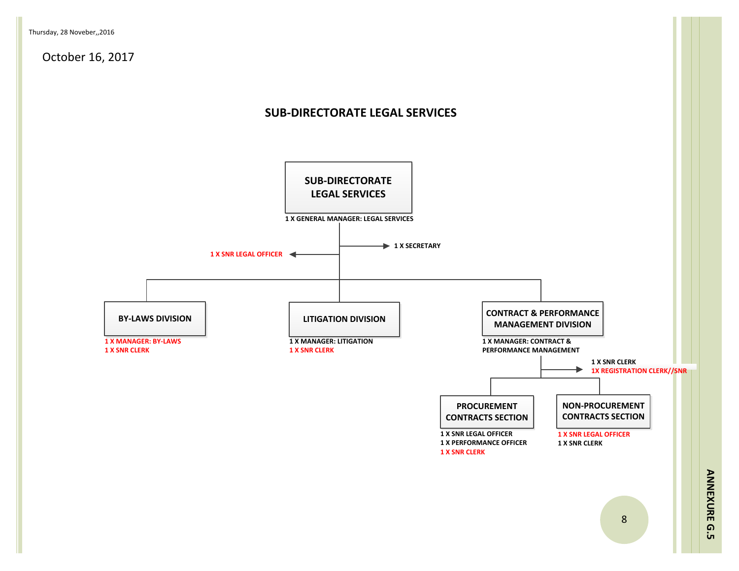Thursday, 28 Noveber,,2016

October 16, 2017

## SUB-DIRECTORATE LEGAL SERVICES

**SUB-DIRECTORATE LEGAL SERVICES**
1 X GENERAL MANAGER: LEGAL SERVICES

- 1 X SECRETARY
- 1 X SNR LEGAL OFFICER

**BY-LAWS DIVISION**
1 X MANAGER: BY-LAWS
1 X SNR CLERK

**LITIGATION DIVISION**
1 X MANAGER: LITIGATION
1 X SNR CLERK

**CONTRACT & PERFORMANCE MANAGEMENT DIVISION**
1 X MANAGER: CONTRACT & PERFORMANCE MANAGEMENT

- 1 X SNR CLERK
- 1X REGISTRATION CLERK//SNR

**PROCUREMENT CONTRACTS SECTION**
1 X SNR LEGAL OFFICER
1 X PERFORMANCE OFFICER
1 X SNR CLERK

**NON-PROCUREMENT CONTRACTS SECTION**
1 X SNR LEGAL OFFICER
1 X SNR CLERK

ANNEXURE G.5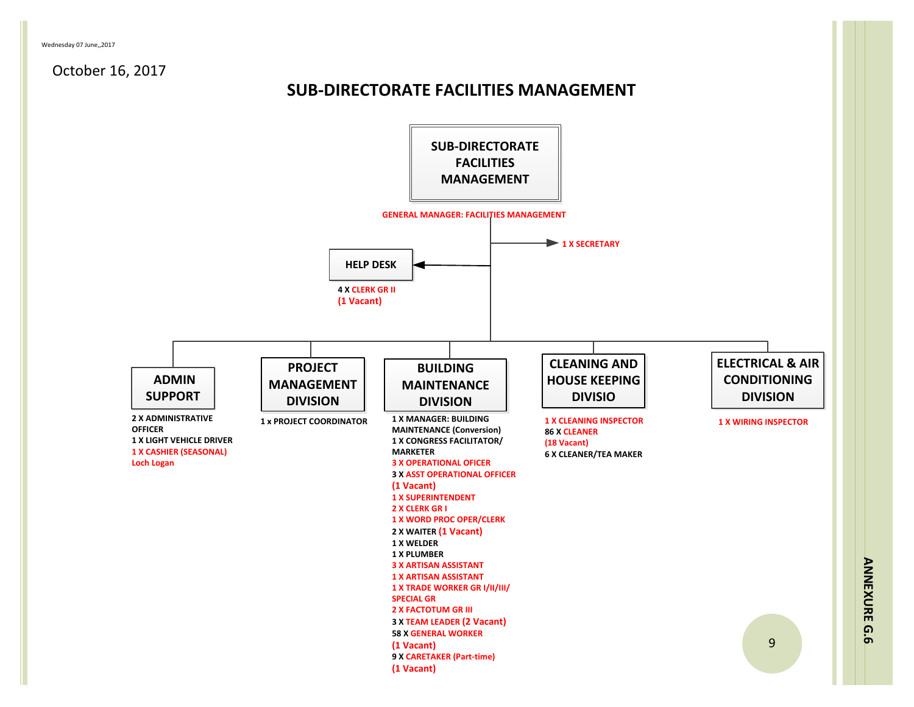Wednesday 07 June,,2017

October 16, 2017

# SUB-DIRECTORATE FACILITIES MANAGEMENT

## SUB-DIRECTORATE FACILITIES MANAGEMENT

GENERAL MANAGER: FACILITIES MANAGEMENT

1 X SECRETARY

### HELP DESK

4 X CLERK GR II
(1 Vacant)

### ADMIN SUPPORT

2 X ADMINISTRATIVE OFFICER
1 X LIGHT VEHICLE DRIVER
1 X CASHIER (SEASONAL)
Loch Logan

### PROJECT MANAGEMENT DIVISION

1 x PROJECT COORDINATOR

### BUILDING MAINTENANCE DIVISION

1 X MANAGER: BUILDING MAINTENANCE (Conversion)
1 X CONGRESS FACILITATOR/ MARKETER
3 X OPERATIONAL OFICER
3 X ASST OPERATIONAL OFFICER
(1 Vacant)
1 X SUPERINTENDENT
2 X CLERK GR I
1 X WORD PROC OPER/CLERK
2 X WAITER (1 Vacant)
1 X WELDER
1 X PLUMBER
3 X ARTISAN ASSISTANT
1 X ARTISAN ASSISTANT
1 X TRADE WORKER GR I/II/III/ SPECIAL GR
2 X FACTOTUM GR III
3 X TEAM LEADER (2 Vacant)
58 X GENERAL WORKER
(1 Vacant)
9 X CARETAKER (Part-time)
(1 Vacant)

### CLEANING AND HOUSE KEEPING DIVISIO

1 X CLEANING INSPECTOR
86 X CLEANER
(18 Vacant)
6 X CLEANER/TEA MAKER

### ELECTRICAL & AIR CONDITIONING DIVISION

1 X WIRING INSPECTOR

ANNEXURE G.6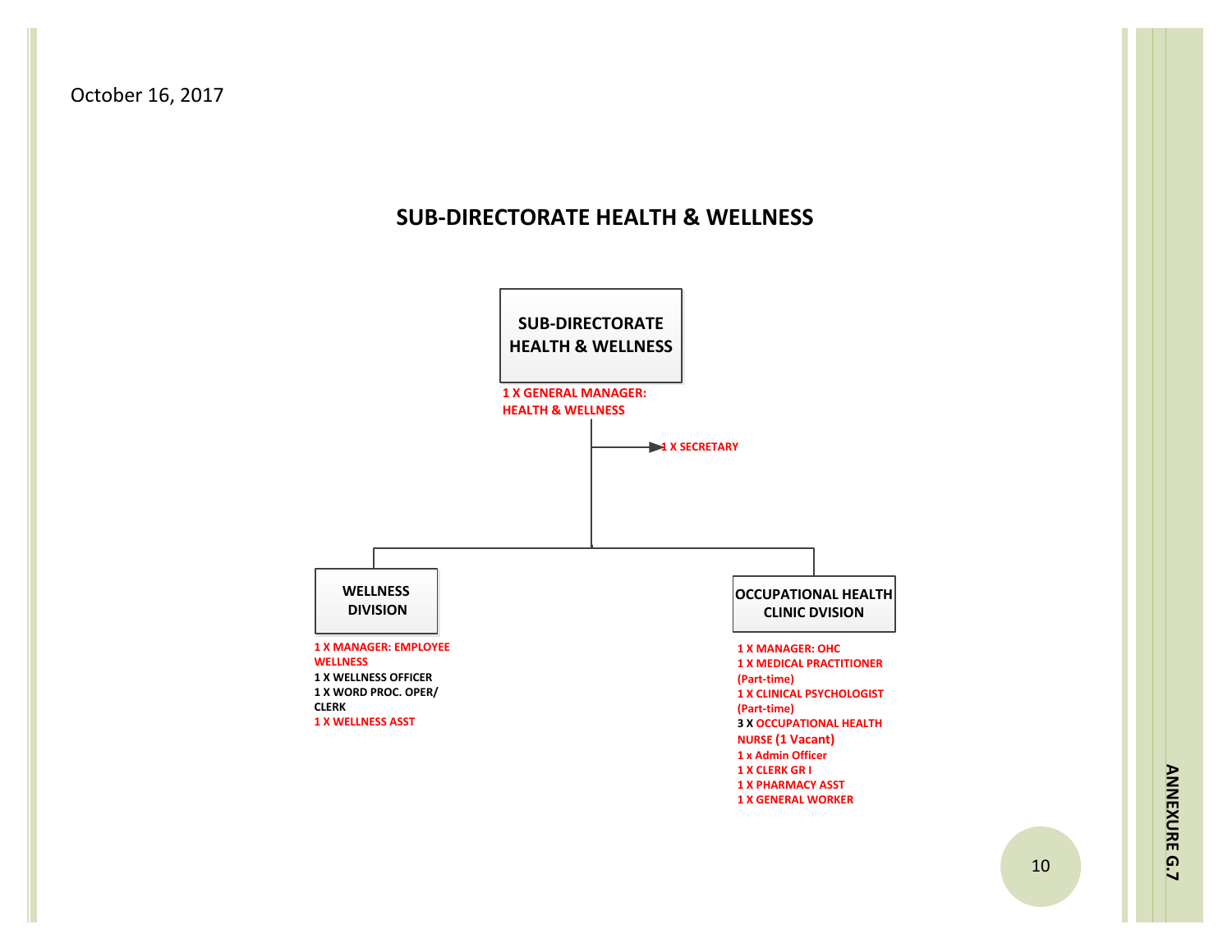October 16, 2017

# SUB-DIRECTORATE HEALTH & WELLNESS

**SUB-DIRECTORATE HEALTH & WELLNESS**

1 X GENERAL MANAGER: HEALTH & WELLNESS

1 X SECRETARY

**WELLNESS DIVISION**

1 X MANAGER: EMPLOYEE WELLNESS
1 X WELLNESS OFFICER
1 X WORD PROC. OPER/ CLERK
1 X WELLNESS ASST

**OCCUPATIONAL HEALTH CLINIC DVISION**

1 X MANAGER: OHC
1 X MEDICAL PRACTITIONER (Part-time)
1 X CLINICAL PSYCHOLOGIST (Part-time)
3 X OCCUPATIONAL HEALTH NURSE (1 Vacant)
1 x Admin Officer
1 X CLERK GR I
1 X PHARMACY ASST
1 X GENERAL WORKER

ANNEXURE G.7